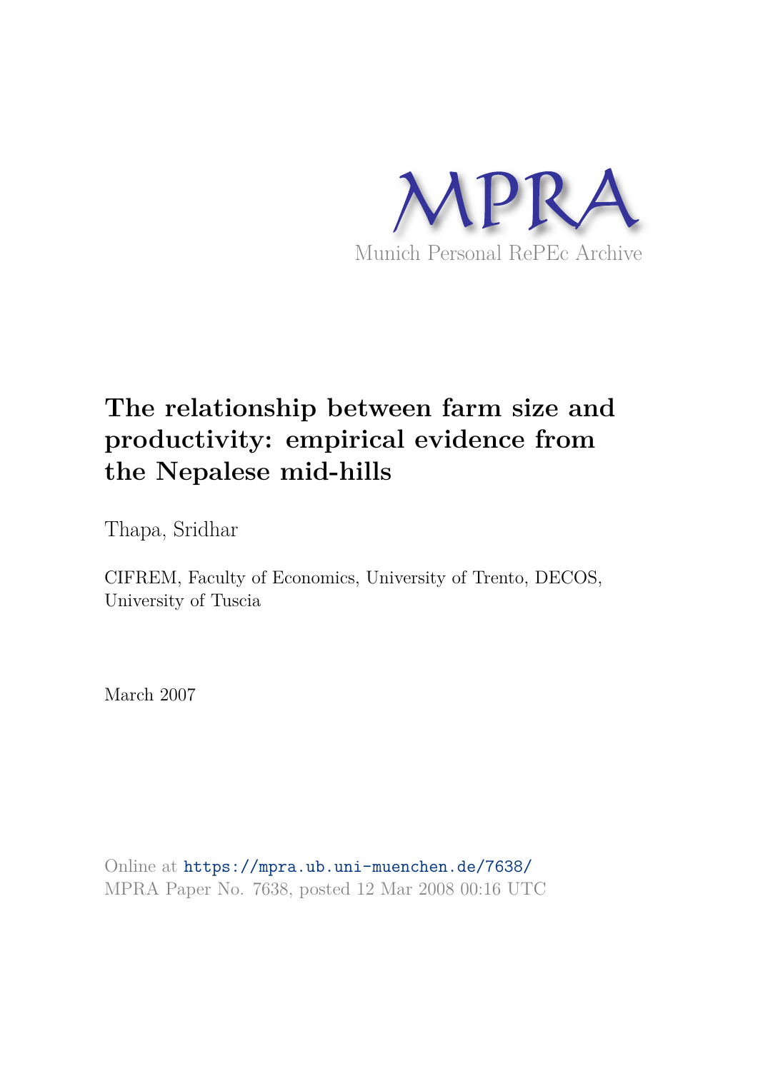MPRA

Munich Personal RePEc Archive

# The relationship between farm size and productivity: empirical evidence from the Nepalese mid-hills

Thapa, Sridhar

CIFREM, Faculty of Economics, University of Trento, DECOS, University of Tuscia

March 2007

Online at https://mpra.ub.uni-muenchen.de/7638/
MPRA Paper No. 7638, posted 12 Mar 2008 00:16 UTC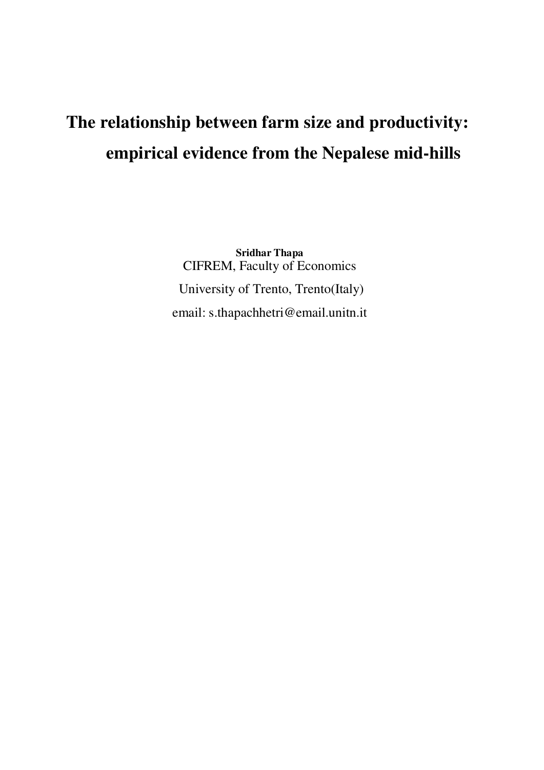# The relationship between farm size and productivity: empirical evidence from the Nepalese mid-hills

**Sridhar Thapa**

CIFREM, Faculty of Economics

University of Trento, Trento(Italy)

email: s.thapachhetri@email.unitn.it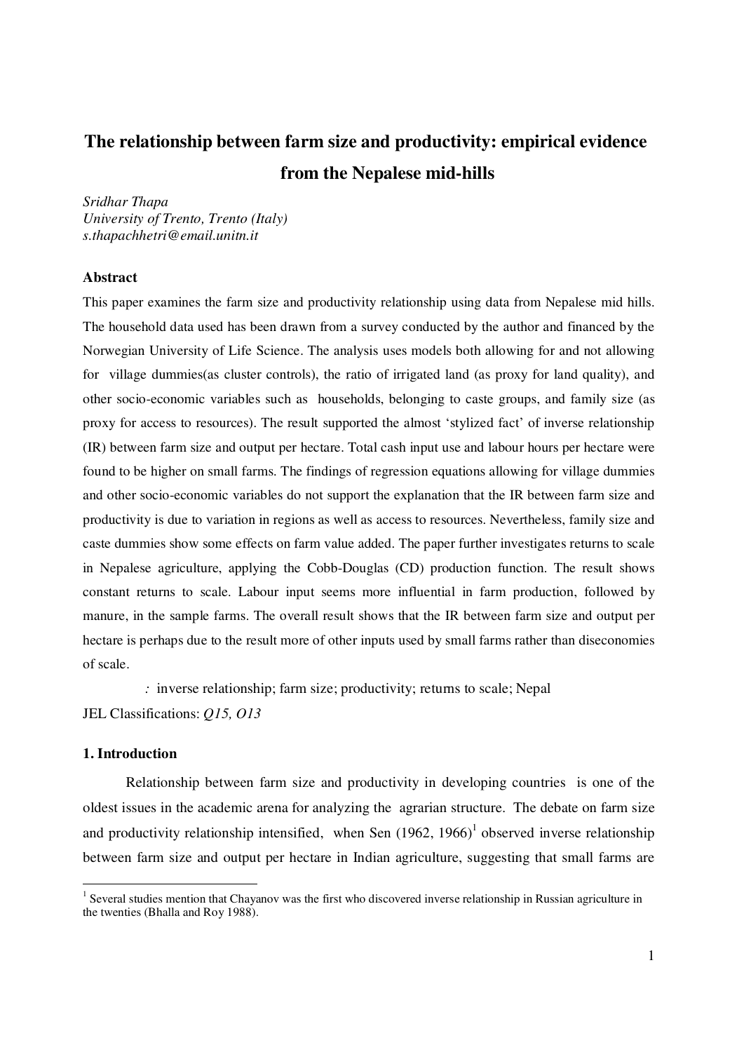# The relationship between farm size and productivity: empirical evidence from the Nepalese mid-hills

*Sridhar Thapa*
*University of Trento, Trento (Italy)*
*s.thapachhetri@email.unitn.it*

### Abstract

This paper examines the farm size and productivity relationship using data from Nepalese mid hills. The household data used has been drawn from a survey conducted by the author and financed by the Norwegian University of Life Science. The analysis uses models both allowing for and not allowing for village dummies(as cluster controls), the ratio of irrigated land (as proxy for land quality), and other socio-economic variables such as households, belonging to caste groups, and family size (as proxy for access to resources). The result supported the almost 'stylized fact' of inverse relationship (IR) between farm size and output per hectare. Total cash input use and labour hours per hectare were found to be higher on small farms. The findings of regression equations allowing for village dummies and other socio-economic variables do not support the explanation that the IR between farm size and productivity is due to variation in regions as well as access to resources. Nevertheless, family size and caste dummies show some effects on farm value added. The paper further investigates returns to scale in Nepalese agriculture, applying the Cobb-Douglas (CD) production function. The result shows constant returns to scale. Labour input seems more influential in farm production, followed by manure, in the sample farms. The overall result shows that the IR between farm size and output per hectare is perhaps due to the result more of other inputs used by small farms rather than diseconomies of scale.

*:* inverse relationship; farm size; productivity; returns to scale; Nepal

JEL Classifications: *Q15, O13*

### 1. Introduction

Relationship between farm size and productivity in developing countries is one of the oldest issues in the academic arena for analyzing the agrarian structure. The debate on farm size and productivity relationship intensified, when Sen (1962, 1966)[1] observed inverse relationship between farm size and output per hectare in Indian agriculture, suggesting that small farms are

[1] Several studies mention that Chayanov was the first who discovered inverse relationship in Russian agriculture in the twenties (Bhalla and Roy 1988).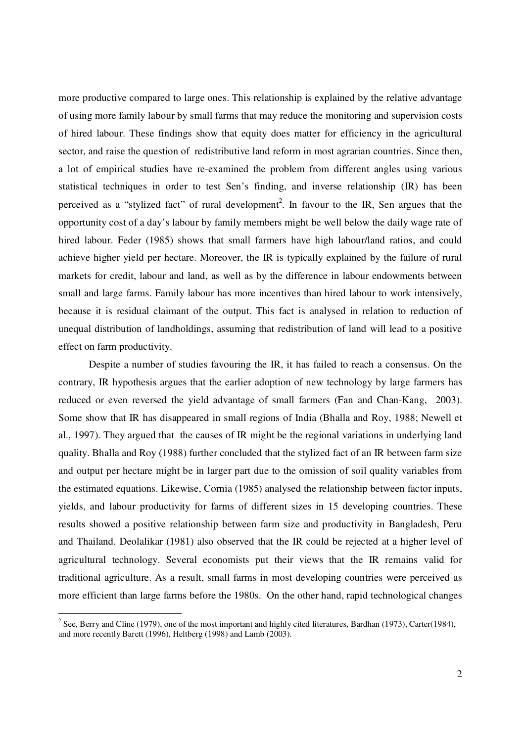more productive compared to large ones. This relationship is explained by the relative advantage of using more family labour by small farms that may reduce the monitoring and supervision costs of hired labour. These findings show that equity does matter for efficiency in the agricultural sector, and raise the question of redistributive land reform in most agrarian countries. Since then, a lot of empirical studies have re-examined the problem from different angles using various statistical techniques in order to test Sen's finding, and inverse relationship (IR) has been perceived as a "stylized fact" of rural development[2]. In favour to the IR, Sen argues that the opportunity cost of a day's labour by family members might be well below the daily wage rate of hired labour. Feder (1985) shows that small farmers have high labour/land ratios, and could achieve higher yield per hectare. Moreover, the IR is typically explained by the failure of rural markets for credit, labour and land, as well as by the difference in labour endowments between small and large farms. Family labour has more incentives than hired labour to work intensively, because it is residual claimant of the output. This fact is analysed in relation to reduction of unequal distribution of landholdings, assuming that redistribution of land will lead to a positive effect on farm productivity.

Despite a number of studies favouring the IR, it has failed to reach a consensus. On the contrary, IR hypothesis argues that the earlier adoption of new technology by large farmers has reduced or even reversed the yield advantage of small farmers (Fan and Chan-Kang, 2003). Some show that IR has disappeared in small regions of India (Bhalla and Roy, 1988; Newell et al., 1997). They argued that the causes of IR might be the regional variations in underlying land quality. Bhalla and Roy (1988) further concluded that the stylized fact of an IR between farm size and output per hectare might be in larger part due to the omission of soil quality variables from the estimated equations. Likewise, Cornia (1985) analysed the relationship between factor inputs, yields, and labour productivity for farms of different sizes in 15 developing countries. These results showed a positive relationship between farm size and productivity in Bangladesh, Peru and Thailand. Deolalikar (1981) also observed that the IR could be rejected at a higher level of agricultural technology. Several economists put their views that the IR remains valid for traditional agriculture. As a result, small farms in most developing countries were perceived as more efficient than large farms before the 1980s. On the other hand, rapid technological changes

---

[2] See, Berry and Cline (1979), one of the most important and highly cited literatures, Bardhan (1973), Carter(1984), and more recently Barett (1996), Heltberg (1998) and Lamb (2003).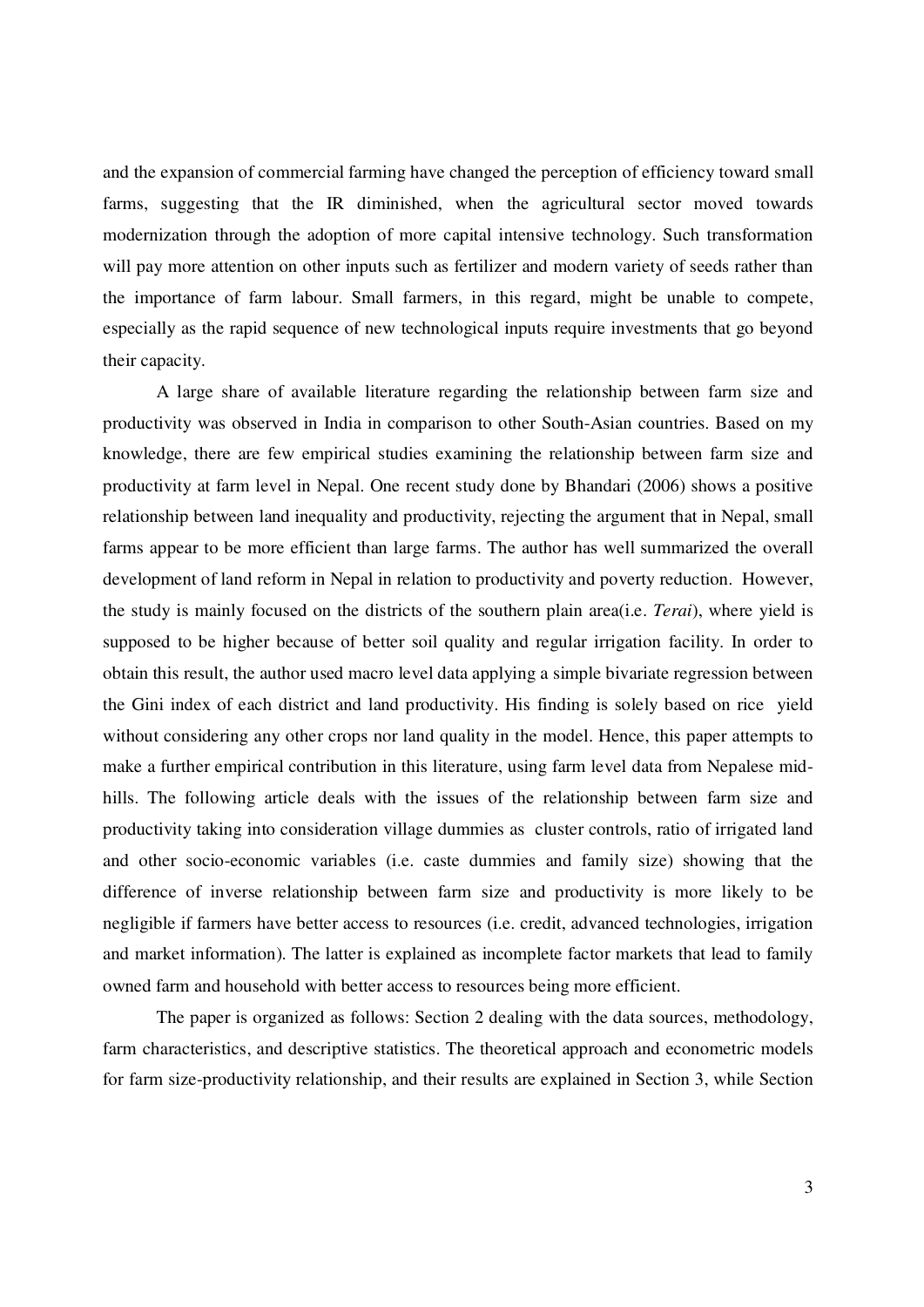and the expansion of commercial farming have changed the perception of efficiency toward small farms, suggesting that the IR diminished, when the agricultural sector moved towards modernization through the adoption of more capital intensive technology. Such transformation will pay more attention on other inputs such as fertilizer and modern variety of seeds rather than the importance of farm labour. Small farmers, in this regard, might be unable to compete, especially as the rapid sequence of new technological inputs require investments that go beyond their capacity.

A large share of available literature regarding the relationship between farm size and productivity was observed in India in comparison to other South-Asian countries. Based on my knowledge, there are few empirical studies examining the relationship between farm size and productivity at farm level in Nepal. One recent study done by Bhandari (2006) shows a positive relationship between land inequality and productivity, rejecting the argument that in Nepal, small farms appear to be more efficient than large farms. The author has well summarized the overall development of land reform in Nepal in relation to productivity and poverty reduction. However, the study is mainly focused on the districts of the southern plain area(i.e. *Terai*), where yield is supposed to be higher because of better soil quality and regular irrigation facility. In order to obtain this result, the author used macro level data applying a simple bivariate regression between the Gini index of each district and land productivity. His finding is solely based on rice yield without considering any other crops nor land quality in the model. Hence, this paper attempts to make a further empirical contribution in this literature, using farm level data from Nepalese mid-hills. The following article deals with the issues of the relationship between farm size and productivity taking into consideration village dummies as cluster controls, ratio of irrigated land and other socio-economic variables (i.e. caste dummies and family size) showing that the difference of inverse relationship between farm size and productivity is more likely to be negligible if farmers have better access to resources (i.e. credit, advanced technologies, irrigation and market information). The latter is explained as incomplete factor markets that lead to family owned farm and household with better access to resources being more efficient.

The paper is organized as follows: Section 2 dealing with the data sources, methodology, farm characteristics, and descriptive statistics. The theoretical approach and econometric models for farm size-productivity relationship, and their results are explained in Section 3, while Section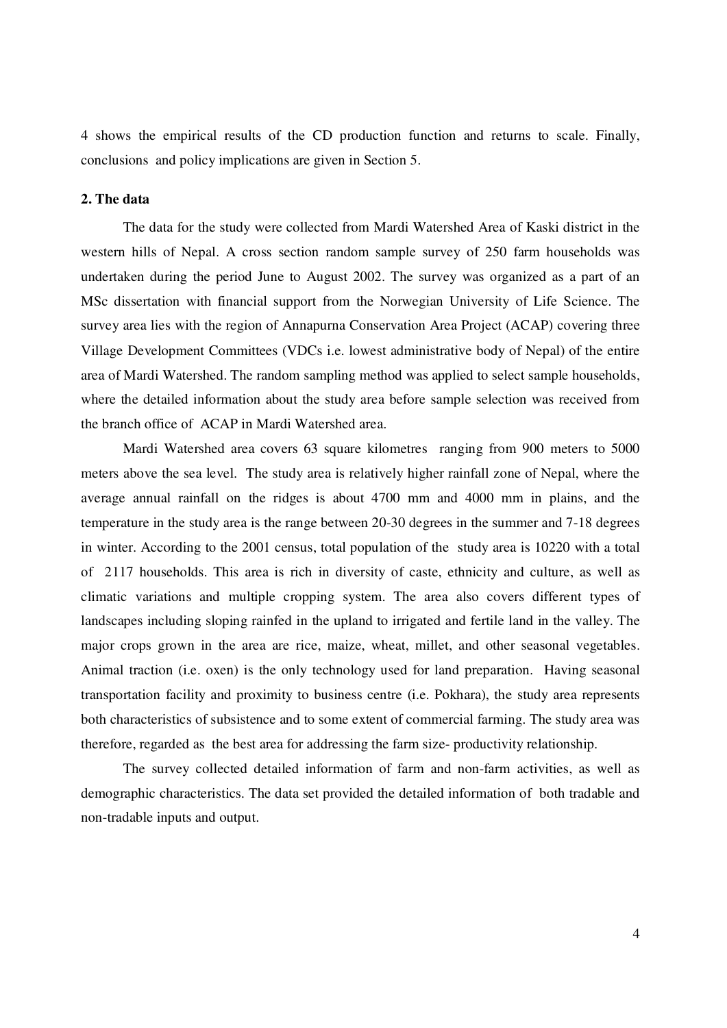4 shows the empirical results of the CD production function and returns to scale. Finally, conclusions and policy implications are given in Section 5.

## 2. The data

The data for the study were collected from Mardi Watershed Area of Kaski district in the western hills of Nepal. A cross section random sample survey of 250 farm households was undertaken during the period June to August 2002. The survey was organized as a part of an MSc dissertation with financial support from the Norwegian University of Life Science. The survey area lies with the region of Annapurna Conservation Area Project (ACAP) covering three Village Development Committees (VDCs i.e. lowest administrative body of Nepal) of the entire area of Mardi Watershed. The random sampling method was applied to select sample households, where the detailed information about the study area before sample selection was received from the branch office of ACAP in Mardi Watershed area.

Mardi Watershed area covers 63 square kilometres ranging from 900 meters to 5000 meters above the sea level. The study area is relatively higher rainfall zone of Nepal, where the average annual rainfall on the ridges is about 4700 mm and 4000 mm in plains, and the temperature in the study area is the range between 20-30 degrees in the summer and 7-18 degrees in winter. According to the 2001 census, total population of the study area is 10220 with a total of 2117 households. This area is rich in diversity of caste, ethnicity and culture, as well as climatic variations and multiple cropping system. The area also covers different types of landscapes including sloping rainfed in the upland to irrigated and fertile land in the valley. The major crops grown in the area are rice, maize, wheat, millet, and other seasonal vegetables. Animal traction (i.e. oxen) is the only technology used for land preparation. Having seasonal transportation facility and proximity to business centre (i.e. Pokhara), the study area represents both characteristics of subsistence and to some extent of commercial farming. The study area was therefore, regarded as the best area for addressing the farm size- productivity relationship.

The survey collected detailed information of farm and non-farm activities, as well as demographic characteristics. The data set provided the detailed information of both tradable and non-tradable inputs and output.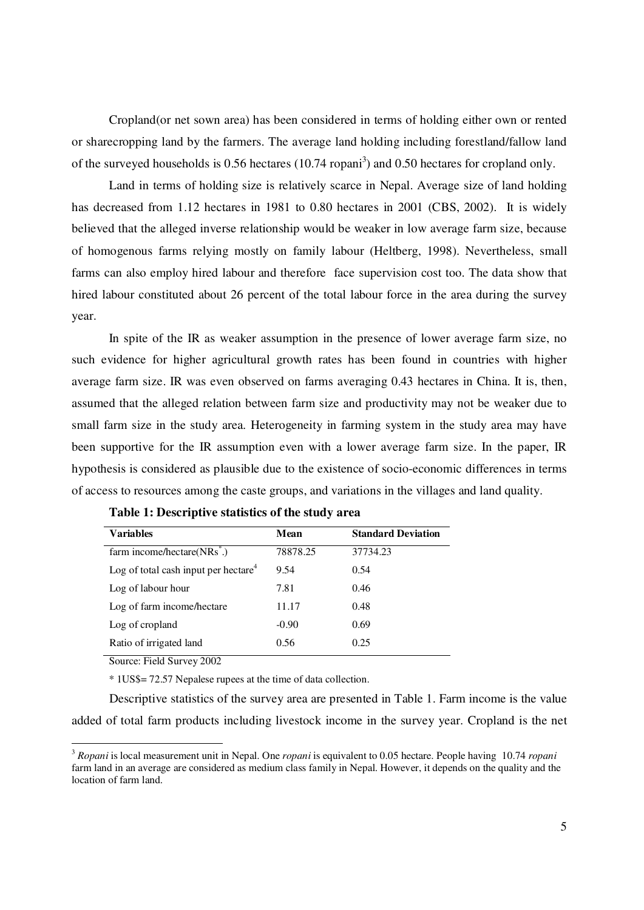Cropland(or net sown area) has been considered in terms of holding either own or rented or sharecropping land by the farmers. The average land holding including forestland/fallow land of the surveyed households is 0.56 hectares (10.74 ropani[3]) and 0.50 hectares for cropland only.

Land in terms of holding size is relatively scarce in Nepal. Average size of land holding has decreased from 1.12 hectares in 1981 to 0.80 hectares in 2001 (CBS, 2002). It is widely believed that the alleged inverse relationship would be weaker in low average farm size, because of homogenous farms relying mostly on family labour (Heltberg, 1998). Nevertheless, small farms can also employ hired labour and therefore face supervision cost too. The data show that hired labour constituted about 26 percent of the total labour force in the area during the survey year.

In spite of the IR as weaker assumption in the presence of lower average farm size, no such evidence for higher agricultural growth rates has been found in countries with higher average farm size. IR was even observed on farms averaging 0.43 hectares in China. It is, then, assumed that the alleged relation between farm size and productivity may not be weaker due to small farm size in the study area. Heterogeneity in farming system in the study area may have been supportive for the IR assumption even with a lower average farm size. In the paper, IR hypothesis is considered as plausible due to the existence of socio-economic differences in terms of access to resources among the caste groups, and variations in the villages and land quality.

**Table 1: Descriptive statistics of the study area**

| Variables | Mean | Standard Deviation |
|---|---|---|
| farm income/hectare(NRs*.) | 78878.25 | 37734.23 |
| Log of total cash input per hectare[4] | 9.54 | 0.54 |
| Log of labour hour | 7.81 | 0.46 |
| Log of farm income/hectare | 11.17 | 0.48 |
| Log of cropland | -0.90 | 0.69 |
| Ratio of irrigated land | 0.56 | 0.25 |

Source: Field Survey 2002

* 1US$= 72.57 Nepalese rupees at the time of data collection.

Descriptive statistics of the survey area are presented in Table 1. Farm income is the value added of total farm products including livestock income in the survey year. Cropland is the net

---

[3] *Ropani* is local measurement unit in Nepal. One *ropani* is equivalent to 0.05 hectare. People having 10.74 *ropani* farm land in an average are considered as medium class family in Nepal. However, it depends on the quality and the location of farm land.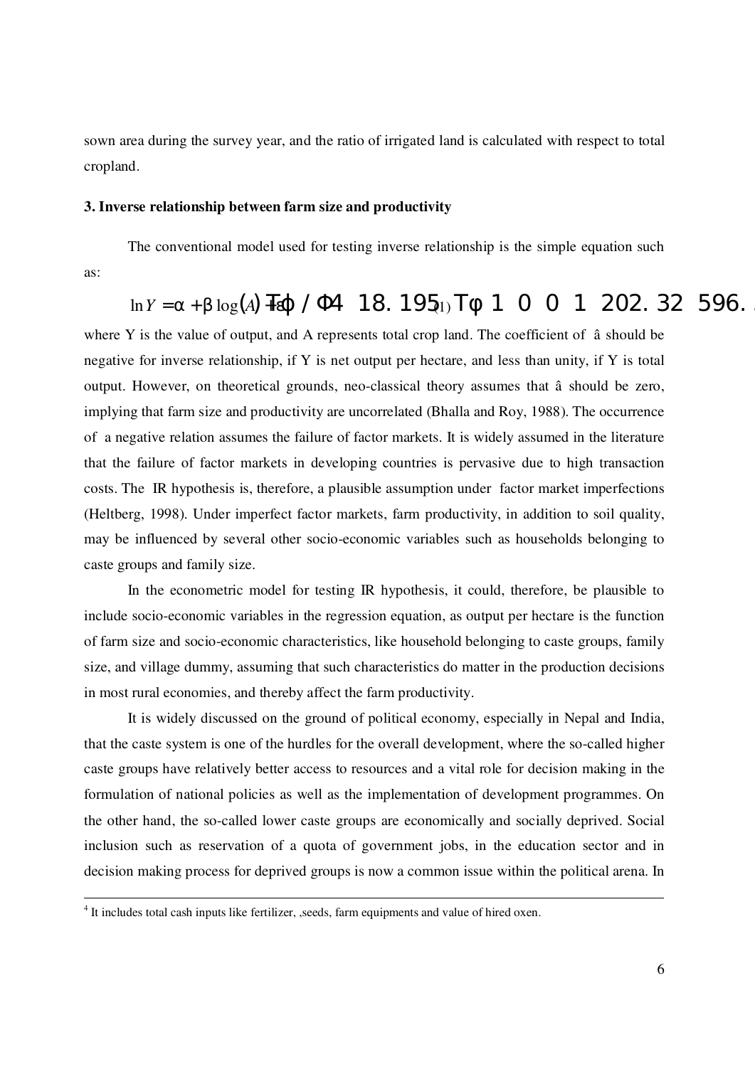sown area during the survey year, and the ratio of irrigated land is calculated with respect to total cropland.

**3. Inverse relationship between farm size and productivity**

The conventional model used for testing inverse relationship is the simple equation such as:

$$\ln Y = \alpha + \beta \log(A) + \varepsilon \quad (1)$$

where Y is the value of output, and A represents total crop land. The coefficient of β should be negative for inverse relationship, if Y is net output per hectare, and less than unity, if Y is total output. However, on theoretical grounds, neo-classical theory assumes that β should be zero, implying that farm size and productivity are uncorrelated (Bhalla and Roy, 1988). The occurrence of a negative relation assumes the failure of factor markets. It is widely assumed in the literature that the failure of factor markets in developing countries is pervasive due to high transaction costs. The IR hypothesis is, therefore, a plausible assumption under factor market imperfections (Heltberg, 1998). Under imperfect factor markets, farm productivity, in addition to soil quality, may be influenced by several other socio-economic variables such as households belonging to caste groups and family size.

In the econometric model for testing IR hypothesis, it could, therefore, be plausible to include socio-economic variables in the regression equation, as output per hectare is the function of farm size and socio-economic characteristics, like household belonging to caste groups, family size, and village dummy, assuming that such characteristics do matter in the production decisions in most rural economies, and thereby affect the farm productivity.

It is widely discussed on the ground of political economy, especially in Nepal and India, that the caste system is one of the hurdles for the overall development, where the so-called higher caste groups have relatively better access to resources and a vital role for decision making in the formulation of national policies as well as the implementation of development programmes. On the other hand, the so-called lower caste groups are economically and socially deprived. Social inclusion such as reservation of a quota of government jobs, in the education sector and in decision making process for deprived groups is now a common issue within the political arena. In

---

[4] It includes total cash inputs like fertilizer, ,seeds, farm equipments and value of hired oxen.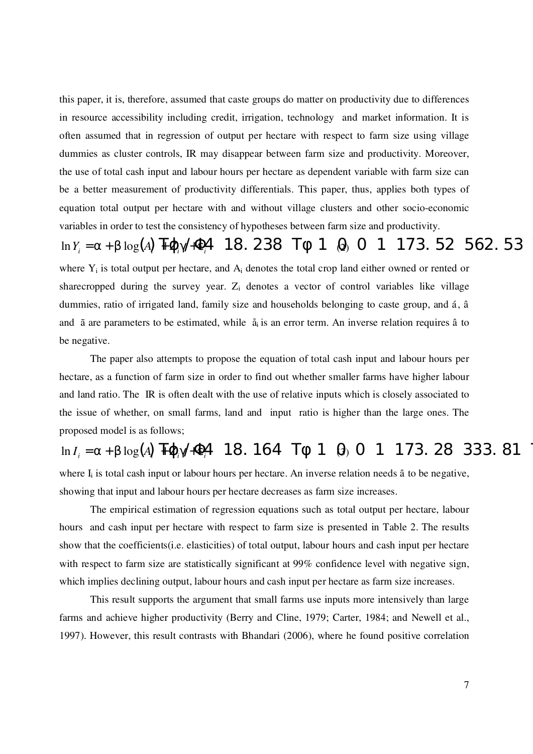this paper, it is, therefore, assumed that caste groups do matter on productivity due to differences in resource accessibility including credit, irrigation, technology and market information. It is often assumed that in regression of output per hectare with respect to farm size using village dummies as cluster controls, IR may disappear between farm size and productivity. Moreover, the use of total cash input and labour hours per hectare as dependent variable with farm size can be a better measurement of productivity differentials. This paper, thus, applies both types of equation total output per hectare with and without village clusters and other socio-economic variables in order to test the consistency of hypotheses between farm size and productivity.

$$\ln Y_i = \alpha + \beta \log(A_i) + \varphi_i \gamma + \varepsilon_i \qquad (2)$$

where $Y_i$ is total output per hectare, and $A_i$ denotes the total crop land either owned or rented or sharecropped during the survey year. $Z_i$ denotes a vector of control variables like village dummies, ratio of irrigated land, family size and households belonging to caste group, and $\alpha$, $\beta$ and $\gamma$ are parameters to be estimated, while $\varepsilon_i$ is an error term. An inverse relation requires $\beta$ to be negative.

The paper also attempts to propose the equation of total cash input and labour hours per hectare, as a function of farm size in order to find out whether smaller farms have higher labour and land ratio. The IR is often dealt with the use of relative inputs which is closely associated to the issue of whether, on small farms, land and input ratio is higher than the large ones. The proposed model is as follows;

$$\ln I_i = \alpha + \beta \log(A_i) + \varphi_i \gamma + \varepsilon_i \qquad (3)$$

where $I_i$ is total cash input or labour hours per hectare. An inverse relation needs $\beta$ to be negative, showing that input and labour hours per hectare decreases as farm size increases.

The empirical estimation of regression equations such as total output per hectare, labour hours and cash input per hectare with respect to farm size is presented in Table 2. The results show that the coefficients(i.e. elasticities) of total output, labour hours and cash input per hectare with respect to farm size are statistically significant at 99% confidence level with negative sign, which implies declining output, labour hours and cash input per hectare as farm size increases.

This result supports the argument that small farms use inputs more intensively than large farms and achieve higher productivity (Berry and Cline, 1979; Carter, 1984; and Newell et al., 1997). However, this result contrasts with Bhandari (2006), where he found positive correlation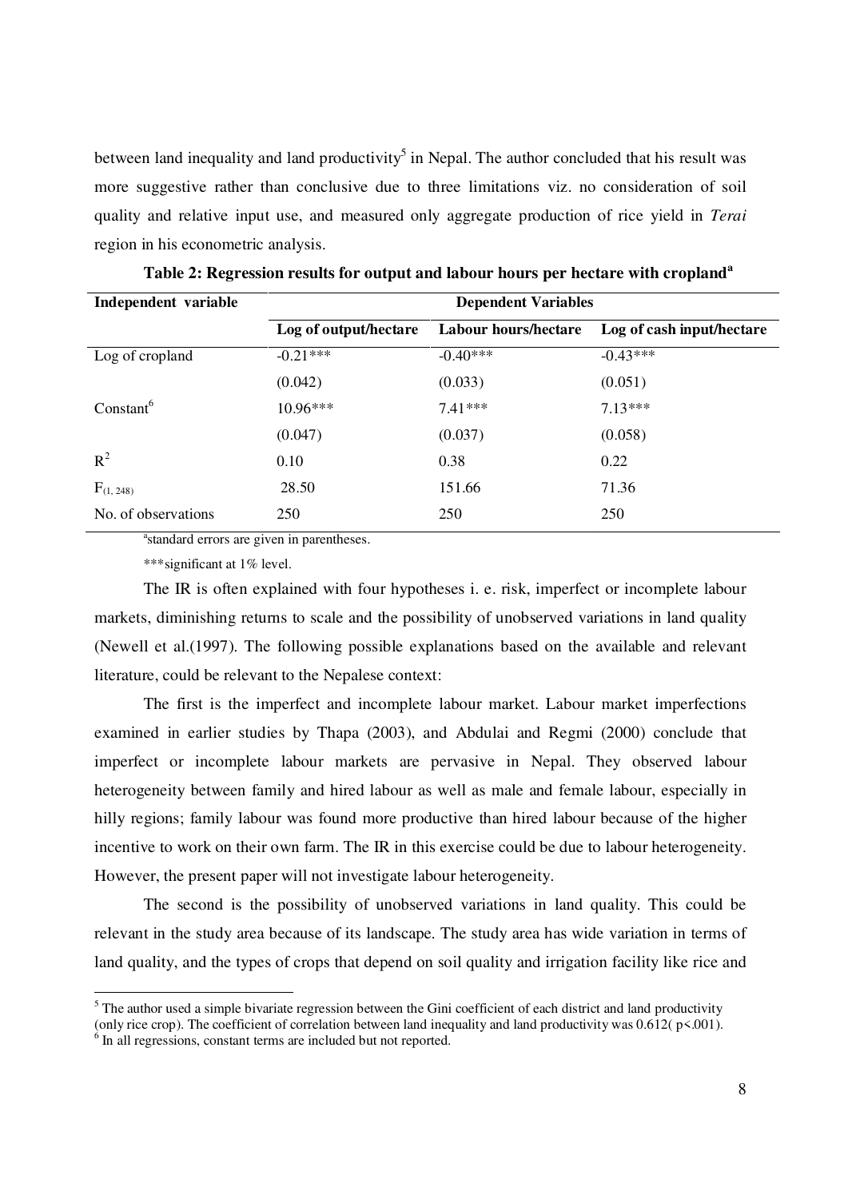between land inequality and land productivity[5] in Nepal. The author concluded that his result was more suggestive rather than conclusive due to three limitations viz. no consideration of soil quality and relative input use, and measured only aggregate production of rice yield in *Terai* region in his econometric analysis.

**Table 2: Regression results for output and labour hours per hectare with cropland[a]**

| Independent variable | Dependent Variables | | |
|---|---|---|---|
| | Log of output/hectare | Labour hours/hectare | Log of cash input/hectare |
| Log of cropland | -0.21*** | -0.40*** | -0.43*** |
| | (0.042) | (0.033) | (0.051) |
| Constant[6] | 10.96*** | 7.41*** | 7.13*** |
| | (0.047) | (0.037) | (0.058) |
| $R^2$ | 0.10 | 0.38 | 0.22 |
| $F_{(1, 248)}$ | 28.50 | 151.66 | 71.36 |
| No. of observations | 250 | 250 | 250 |

[a]standard errors are given in parentheses.

***significant at 1% level.

The IR is often explained with four hypotheses i. e. risk, imperfect or incomplete labour markets, diminishing returns to scale and the possibility of unobserved variations in land quality (Newell et al.(1997). The following possible explanations based on the available and relevant literature, could be relevant to the Nepalese context:

The first is the imperfect and incomplete labour market. Labour market imperfections examined in earlier studies by Thapa (2003), and Abdulai and Regmi (2000) conclude that imperfect or incomplete labour markets are pervasive in Nepal. They observed labour heterogeneity between family and hired labour as well as male and female labour, especially in hilly regions; family labour was found more productive than hired labour because of the higher incentive to work on their own farm. The IR in this exercise could be due to labour heterogeneity. However, the present paper will not investigate labour heterogeneity.

The second is the possibility of unobserved variations in land quality. This could be relevant in the study area because of its landscape. The study area has wide variation in terms of land quality, and the types of crops that depend on soil quality and irrigation facility like rice and

[5] The author used a simple bivariate regression between the Gini coefficient of each district and land productivity (only rice crop). The coefficient of correlation between land inequality and land productivity was 0.612( $p<.001$).

[6] In all regressions, constant terms are included but not reported.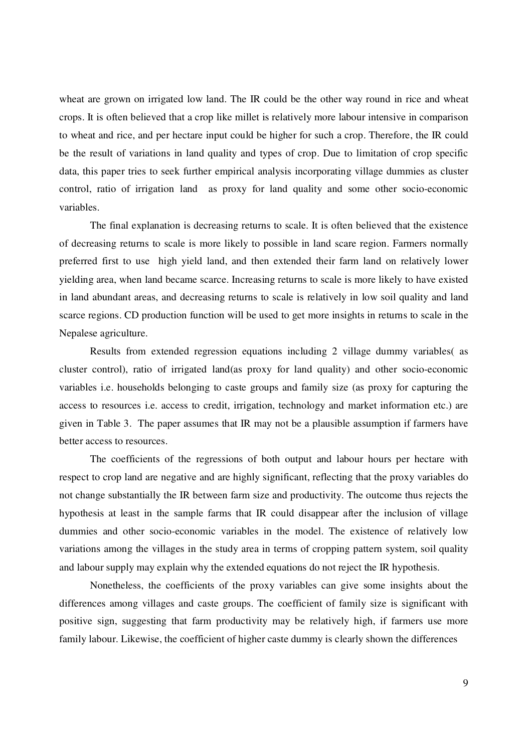wheat are grown on irrigated low land. The IR could be the other way round in rice and wheat crops. It is often believed that a crop like millet is relatively more labour intensive in comparison to wheat and rice, and per hectare input could be higher for such a crop. Therefore, the IR could be the result of variations in land quality and types of crop. Due to limitation of crop specific data, this paper tries to seek further empirical analysis incorporating village dummies as cluster control, ratio of irrigation land as proxy for land quality and some other socio-economic variables.

The final explanation is decreasing returns to scale. It is often believed that the existence of decreasing returns to scale is more likely to possible in land scare region. Farmers normally preferred first to use high yield land, and then extended their farm land on relatively lower yielding area, when land became scarce. Increasing returns to scale is more likely to have existed in land abundant areas, and decreasing returns to scale is relatively in low soil quality and land scarce regions. CD production function will be used to get more insights in returns to scale in the Nepalese agriculture.

Results from extended regression equations including 2 village dummy variables( as cluster control), ratio of irrigated land(as proxy for land quality) and other socio-economic variables i.e. households belonging to caste groups and family size (as proxy for capturing the access to resources i.e. access to credit, irrigation, technology and market information etc.) are given in Table 3. The paper assumes that IR may not be a plausible assumption if farmers have better access to resources.

The coefficients of the regressions of both output and labour hours per hectare with respect to crop land are negative and are highly significant, reflecting that the proxy variables do not change substantially the IR between farm size and productivity. The outcome thus rejects the hypothesis at least in the sample farms that IR could disappear after the inclusion of village dummies and other socio-economic variables in the model. The existence of relatively low variations among the villages in the study area in terms of cropping pattern system, soil quality and labour supply may explain why the extended equations do not reject the IR hypothesis.

Nonetheless, the coefficients of the proxy variables can give some insights about the differences among villages and caste groups. The coefficient of family size is significant with positive sign, suggesting that farm productivity may be relatively high, if farmers use more family labour. Likewise, the coefficient of higher caste dummy is clearly shown the differences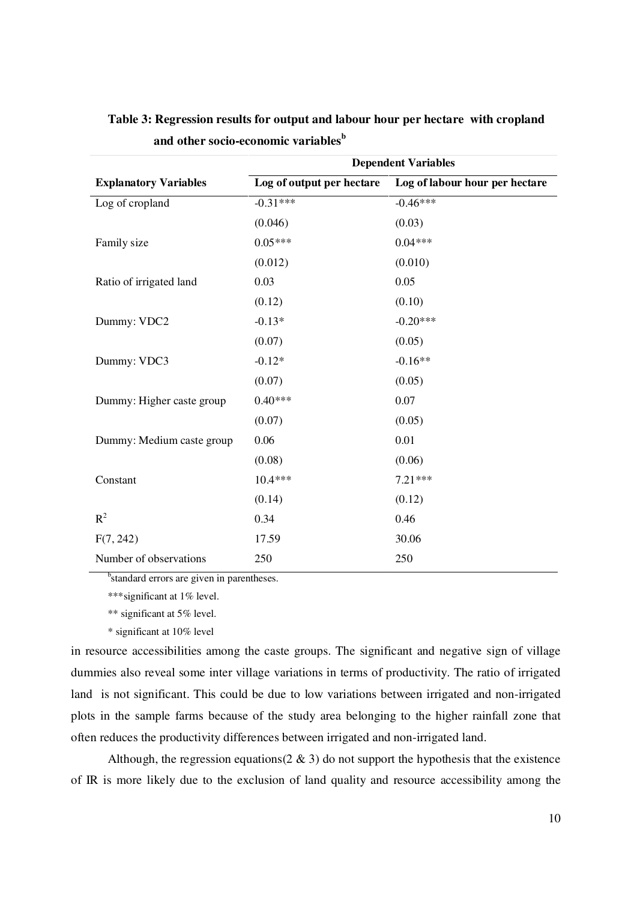**Table 3: Regression results for output and labour hour per hectare with cropland and other socio-economic variables[b]**

| Explanatory Variables | Dependent Variables | |
|---|---|---|
| | Log of output per hectare | Log of labour hour per hectare |
| Log of cropland | -0.31*** | -0.46*** |
| | (0.046) | (0.03) |
| Family size | 0.05*** | 0.04*** |
| | (0.012) | (0.010) |
| Ratio of irrigated land | 0.03 | 0.05 |
| | (0.12) | (0.10) |
| Dummy: VDC2 | -0.13* | -0.20*** |
| | (0.07) | (0.05) |
| Dummy: VDC3 | -0.12* | -0.16** |
| | (0.07) | (0.05) |
| Dummy: Higher caste group | 0.40*** | 0.07 |
| | (0.07) | (0.05) |
| Dummy: Medium caste group | 0.06 | 0.01 |
| | (0.08) | (0.06) |
| Constant | 10.4*** | 7.21*** |
| | (0.14) | (0.12) |
| $R^2$ | 0.34 | 0.46 |
| $F(7, 242)$ | 17.59 | 30.06 |
| Number of observations | 250 | 250 |

[b]standard errors are given in parentheses.

***significant at 1% level.

** significant at 5% level.

* significant at 10% level

in resource accessibilities among the caste groups. The significant and negative sign of village dummies also reveal some inter village variations in terms of productivity. The ratio of irrigated land is not significant. This could be due to low variations between irrigated and non-irrigated plots in the sample farms because of the study area belonging to the higher rainfall zone that often reduces the productivity differences between irrigated and non-irrigated land.

Although, the regression equations(2 & 3) do not support the hypothesis that the existence of IR is more likely due to the exclusion of land quality and resource accessibility among the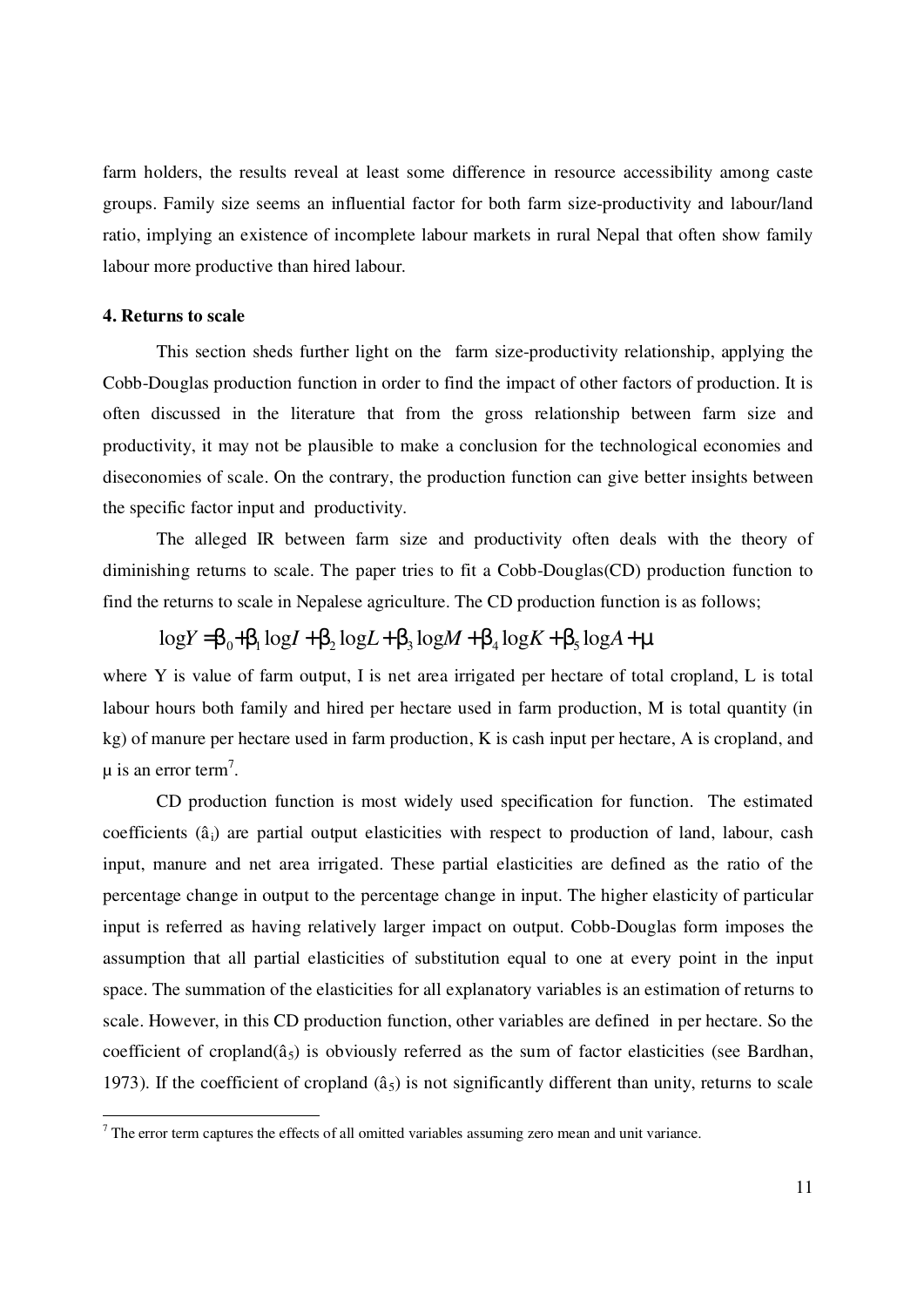farm holders, the results reveal at least some difference in resource accessibility among caste groups. Family size seems an influential factor for both farm size-productivity and labour/land ratio, implying an existence of incomplete labour markets in rural Nepal that often show family labour more productive than hired labour.

**4. Returns to scale**

This section sheds further light on the farm size-productivity relationship, applying the Cobb-Douglas production function in order to find the impact of other factors of production. It is often discussed in the literature that from the gross relationship between farm size and productivity, it may not be plausible to make a conclusion for the technological economies and diseconomies of scale. On the contrary, the production function can give better insights between the specific factor input and productivity.

The alleged IR between farm size and productivity often deals with the theory of diminishing returns to scale. The paper tries to fit a Cobb-Douglas(CD) production function to find the returns to scale in Nepalese agriculture. The CD production function is as follows;

$$\log Y = \beta_0 + \beta_1 \log I + \beta_2 \log L + \beta_3 \log M + \beta_4 \log K + \beta_5 \log A + \mu$$

where Y is value of farm output, I is net area irrigated per hectare of total cropland, L is total labour hours both family and hired per hectare used in farm production, M is total quantity (in kg) of manure per hectare used in farm production, K is cash input per hectare, A is cropland, and $\mu$ is an error term[7].

CD production function is most widely used specification for function. The estimated coefficients ($\hat{a}_i$) are partial output elasticities with respect to production of land, labour, cash input, manure and net area irrigated. These partial elasticities are defined as the ratio of the percentage change in output to the percentage change in input. The higher elasticity of particular input is referred as having relatively larger impact on output. Cobb-Douglas form imposes the assumption that all partial elasticities of substitution equal to one at every point in the input space. The summation of the elasticities for all explanatory variables is an estimation of returns to scale. However, in this CD production function, other variables are defined in per hectare. So the coefficient of cropland($\hat{a}_5$) is obviously referred as the sum of factor elasticities (see Bardhan, 1973). If the coefficient of cropland ($\hat{a}_5$) is not significantly different than unity, returns to scale

[7] The error term captures the effects of all omitted variables assuming zero mean and unit variance.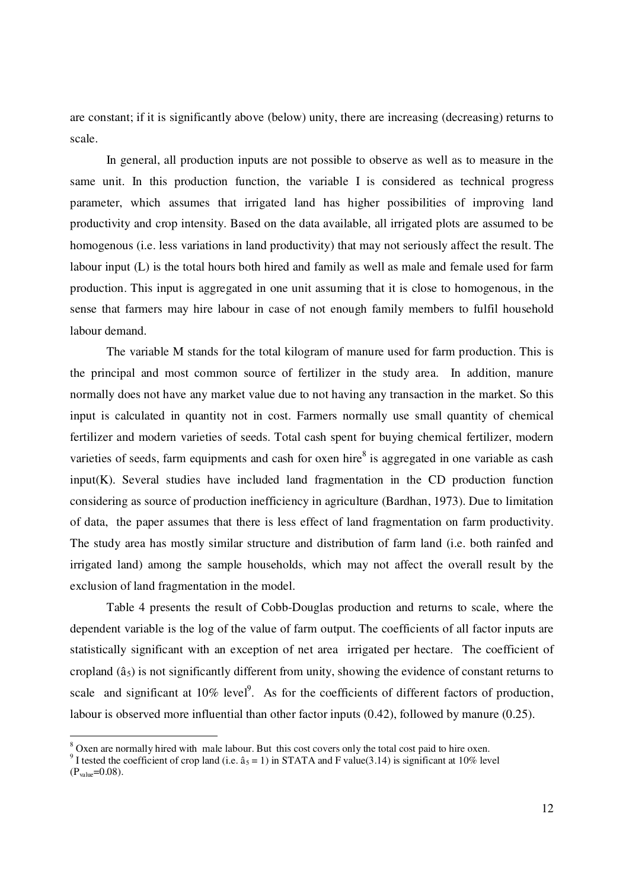are constant; if it is significantly above (below) unity, there are increasing (decreasing) returns to scale.

In general, all production inputs are not possible to observe as well as to measure in the same unit. In this production function, the variable I is considered as technical progress parameter, which assumes that irrigated land has higher possibilities of improving land productivity and crop intensity. Based on the data available, all irrigated plots are assumed to be homogenous (i.e. less variations in land productivity) that may not seriously affect the result. The labour input (L) is the total hours both hired and family as well as male and female used for farm production. This input is aggregated in one unit assuming that it is close to homogenous, in the sense that farmers may hire labour in case of not enough family members to fulfil household labour demand.

The variable M stands for the total kilogram of manure used for farm production. This is the principal and most common source of fertilizer in the study area. In addition, manure normally does not have any market value due to not having any transaction in the market. So this input is calculated in quantity not in cost. Farmers normally use small quantity of chemical fertilizer and modern varieties of seeds. Total cash spent for buying chemical fertilizer, modern varieties of seeds, farm equipments and cash for oxen hire[8] is aggregated in one variable as cash input(K). Several studies have included land fragmentation in the CD production function considering as source of production inefficiency in agriculture (Bardhan, 1973). Due to limitation of data, the paper assumes that there is less effect of land fragmentation on farm productivity. The study area has mostly similar structure and distribution of farm land (i.e. both rainfed and irrigated land) among the sample households, which may not affect the overall result by the exclusion of land fragmentation in the model.

Table 4 presents the result of Cobb-Douglas production and returns to scale, where the dependent variable is the log of the value of farm output. The coefficients of all factor inputs are statistically significant with an exception of net area irrigated per hectare. The coefficient of cropland ($\hat{a}_5$) is not significantly different from unity, showing the evidence of constant returns to scale and significant at 10% level[9]. As for the coefficients of different factors of production, labour is observed more influential than other factor inputs (0.42), followed by manure (0.25).

---

[8] Oxen are normally hired with male labour. But this cost covers only the total cost paid to hire oxen.

[9] I tested the coefficient of crop land (i.e. $\hat{a}_5 = 1$) in STATA and F value(3.14) is significant at 10% level ($P_{value}$=0.08).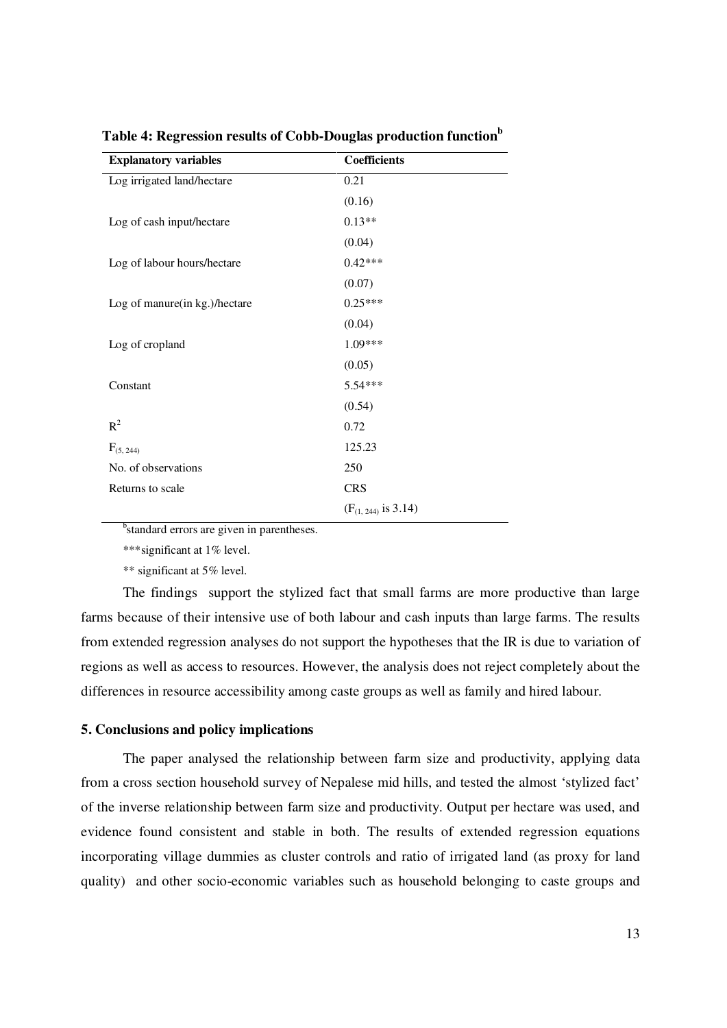**Table 4: Regression results of Cobb-Douglas production function[b]**

| Explanatory variables | Coefficients |
|---|---|
| Log irrigated land/hectare | 0.21 |
| | (0.16) |
| Log of cash input/hectare | 0.13** |
| | (0.04) |
| Log of labour hours/hectare | 0.42*** |
| | (0.07) |
| Log of manure(in kg.)/hectare | 0.25*** |
| | (0.04) |
| Log of cropland | 1.09*** |
| | (0.05) |
| Constant | 5.54*** |
| | (0.54) |
| $R^2$ | 0.72 |
| $F_{(5, 244)}$ | 125.23 |
| No. of observations | 250 |
| Returns to scale | CRS |
| | ($F_{(1, 244)}$ is 3.14) |

[b]standard errors are given in parentheses.

***significant at 1% level.

** significant at 5% level.

The findings support the stylized fact that small farms are more productive than large farms because of their intensive use of both labour and cash inputs than large farms. The results from extended regression analyses do not support the hypotheses that the IR is due to variation of regions as well as access to resources. However, the analysis does not reject completely about the differences in resource accessibility among caste groups as well as family and hired labour.

## 5. Conclusions and policy implications

The paper analysed the relationship between farm size and productivity, applying data from a cross section household survey of Nepalese mid hills, and tested the almost 'stylized fact' of the inverse relationship between farm size and productivity. Output per hectare was used, and evidence found consistent and stable in both. The results of extended regression equations incorporating village dummies as cluster controls and ratio of irrigated land (as proxy for land quality) and other socio-economic variables such as household belonging to caste groups and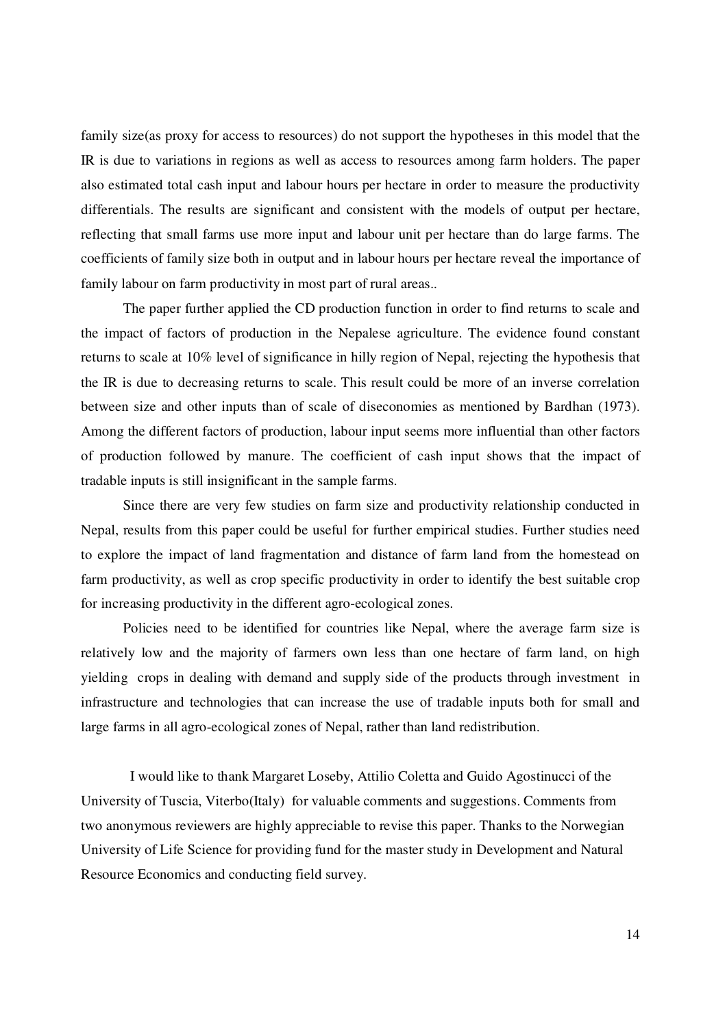family size(as proxy for access to resources) do not support the hypotheses in this model that the IR is due to variations in regions as well as access to resources among farm holders. The paper also estimated total cash input and labour hours per hectare in order to measure the productivity differentials. The results are significant and consistent with the models of output per hectare, reflecting that small farms use more input and labour unit per hectare than do large farms. The coefficients of family size both in output and in labour hours per hectare reveal the importance of family labour on farm productivity in most part of rural areas..

The paper further applied the CD production function in order to find returns to scale and the impact of factors of production in the Nepalese agriculture. The evidence found constant returns to scale at 10% level of significance in hilly region of Nepal, rejecting the hypothesis that the IR is due to decreasing returns to scale. This result could be more of an inverse correlation between size and other inputs than of scale of diseconomies as mentioned by Bardhan (1973). Among the different factors of production, labour input seems more influential than other factors of production followed by manure. The coefficient of cash input shows that the impact of tradable inputs is still insignificant in the sample farms.

Since there are very few studies on farm size and productivity relationship conducted in Nepal, results from this paper could be useful for further empirical studies. Further studies need to explore the impact of land fragmentation and distance of farm land from the homestead on farm productivity, as well as crop specific productivity in order to identify the best suitable crop for increasing productivity in the different agro-ecological zones.

Policies need to be identified for countries like Nepal, where the average farm size is relatively low and the majority of farmers own less than one hectare of farm land, on high yielding crops in dealing with demand and supply side of the products through investment in infrastructure and technologies that can increase the use of tradable inputs both for small and large farms in all agro-ecological zones of Nepal, rather than land redistribution.

I would like to thank Margaret Loseby, Attilio Coletta and Guido Agostinucci of the University of Tuscia, Viterbo(Italy) for valuable comments and suggestions. Comments from two anonymous reviewers are highly appreciable to revise this paper. Thanks to the Norwegian University of Life Science for providing fund for the master study in Development and Natural Resource Economics and conducting field survey.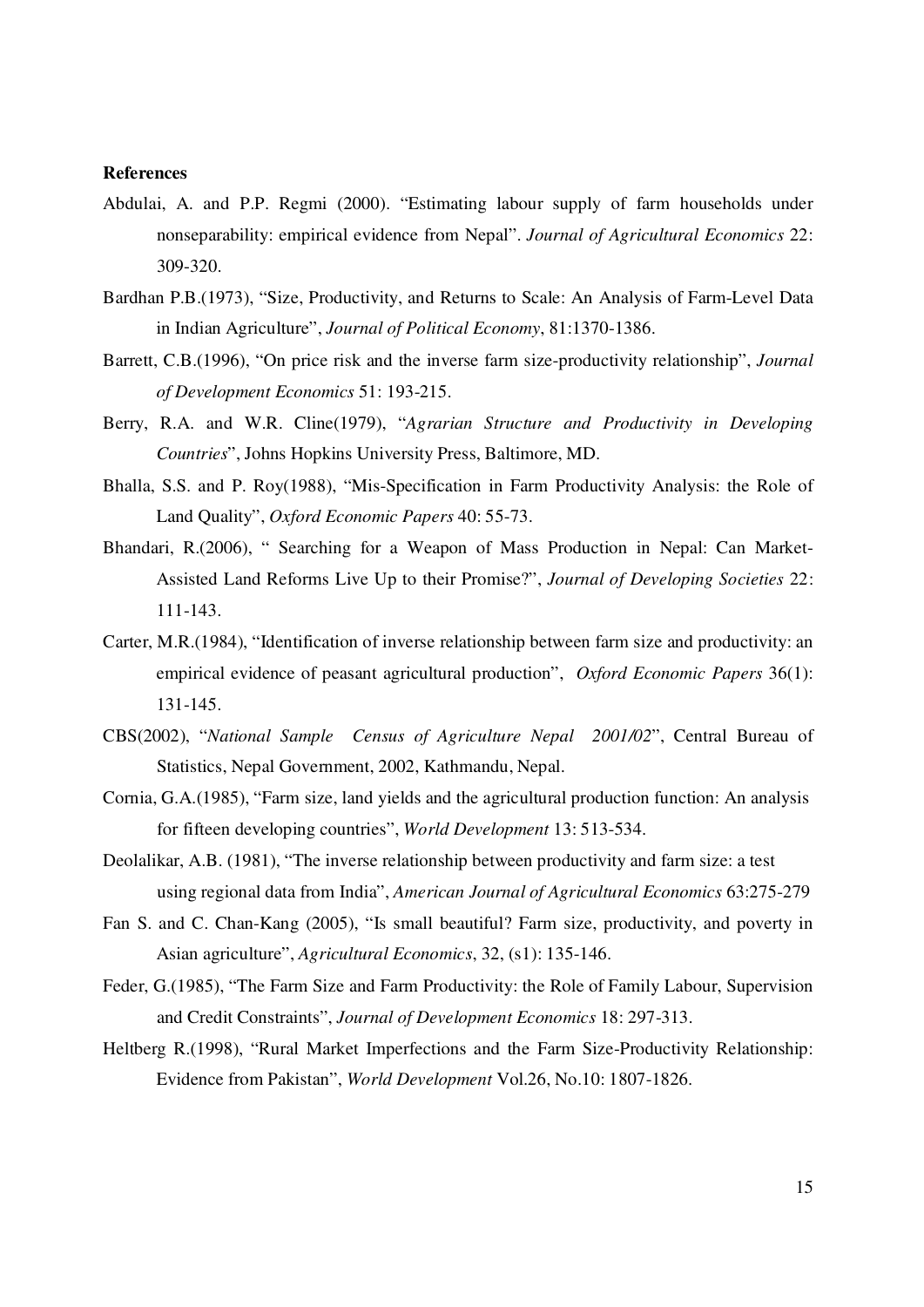**References**

Abdulai, A. and P.P. Regmi (2000). "Estimating labour supply of farm households under nonseparability: empirical evidence from Nepal". *Journal of Agricultural Economics* 22: 309-320.

Bardhan P.B.(1973), "Size, Productivity, and Returns to Scale: An Analysis of Farm-Level Data in Indian Agriculture", *Journal of Political Economy*, 81:1370-1386.

Barrett, C.B.(1996), "On price risk and the inverse farm size-productivity relationship", *Journal of Development Economics* 51: 193-215.

Berry, R.A. and W.R. Cline(1979), "*Agrarian Structure and Productivity in Developing Countries*", Johns Hopkins University Press, Baltimore, MD.

Bhalla, S.S. and P. Roy(1988), "Mis-Specification in Farm Productivity Analysis: the Role of Land Quality", *Oxford Economic Papers* 40: 55-73.

Bhandari, R.(2006), " Searching for a Weapon of Mass Production in Nepal: Can Market-Assisted Land Reforms Live Up to their Promise?", *Journal of Developing Societies* 22: 111-143.

Carter, M.R.(1984), "Identification of inverse relationship between farm size and productivity: an empirical evidence of peasant agricultural production", *Oxford Economic Papers* 36(1): 131-145.

CBS(2002), "*National Sample Census of Agriculture Nepal 2001/02*", Central Bureau of Statistics, Nepal Government, 2002, Kathmandu, Nepal.

Cornia, G.A.(1985), "Farm size, land yields and the agricultural production function: An analysis for fifteen developing countries", *World Development* 13: 513-534.

Deolalikar, A.B. (1981), "The inverse relationship between productivity and farm size: a test using regional data from India", *American Journal of Agricultural Economics* 63:275-279

Fan S. and C. Chan-Kang (2005), "Is small beautiful? Farm size, productivity, and poverty in Asian agriculture", *Agricultural Economics*, 32, (s1): 135-146.

Feder, G.(1985), "The Farm Size and Farm Productivity: the Role of Family Labour, Supervision and Credit Constraints", *Journal of Development Economics* 18: 297-313.

Heltberg R.(1998), "Rural Market Imperfections and the Farm Size-Productivity Relationship: Evidence from Pakistan", *World Development* Vol.26, No.10: 1807-1826.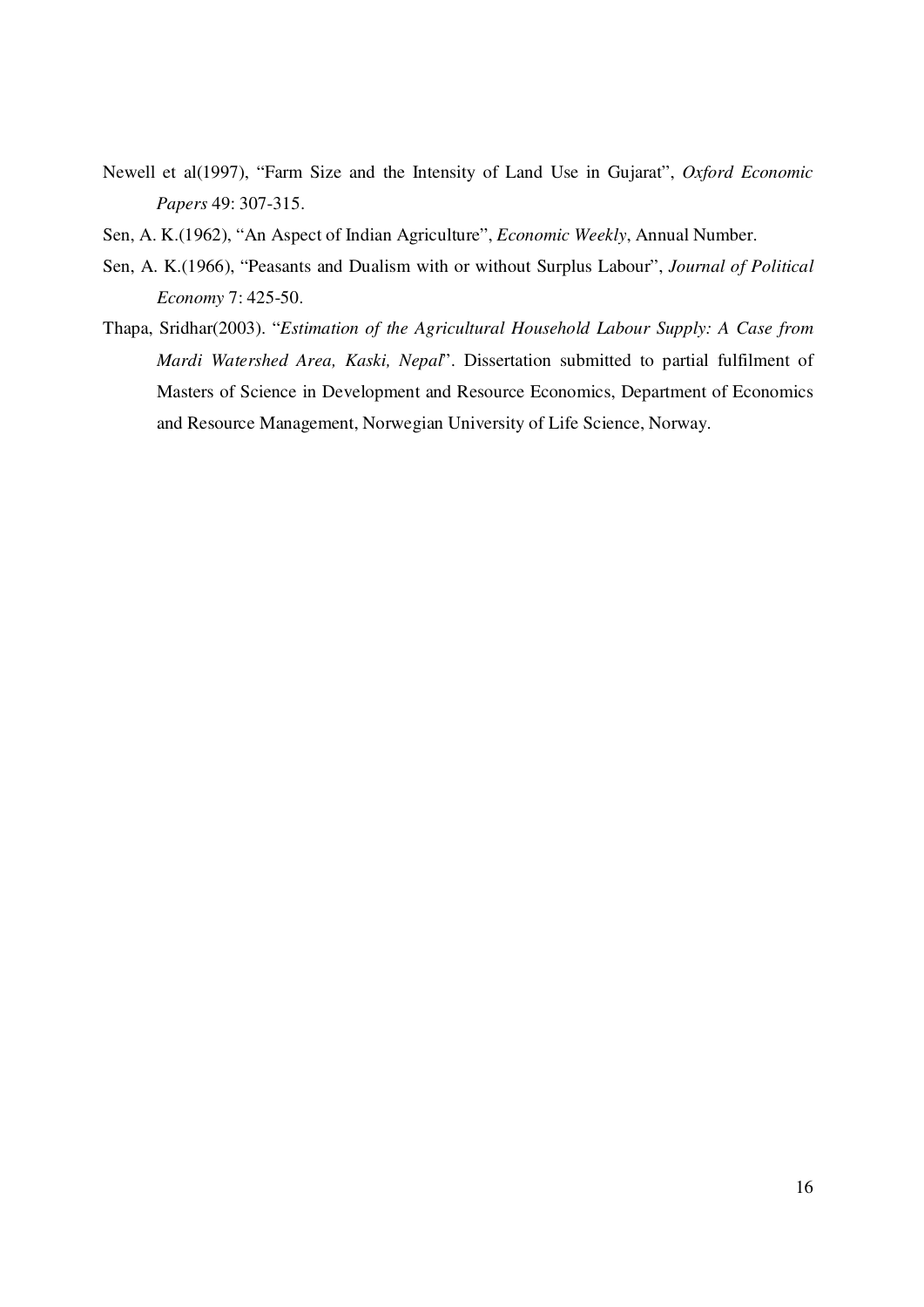Newell et al(1997), "Farm Size and the Intensity of Land Use in Gujarat", *Oxford Economic Papers* 49: 307-315.

Sen, A. K.(1962), "An Aspect of Indian Agriculture", *Economic Weekly*, Annual Number.

Sen, A. K.(1966), "Peasants and Dualism with or without Surplus Labour", *Journal of Political Economy* 7: 425-50.

Thapa, Sridhar(2003). "*Estimation of the Agricultural Household Labour Supply: A Case from Mardi Watershed Area, Kaski, Nepal*". Dissertation submitted to partial fulfilment of Masters of Science in Development and Resource Economics, Department of Economics and Resource Management, Norwegian University of Life Science, Norway.